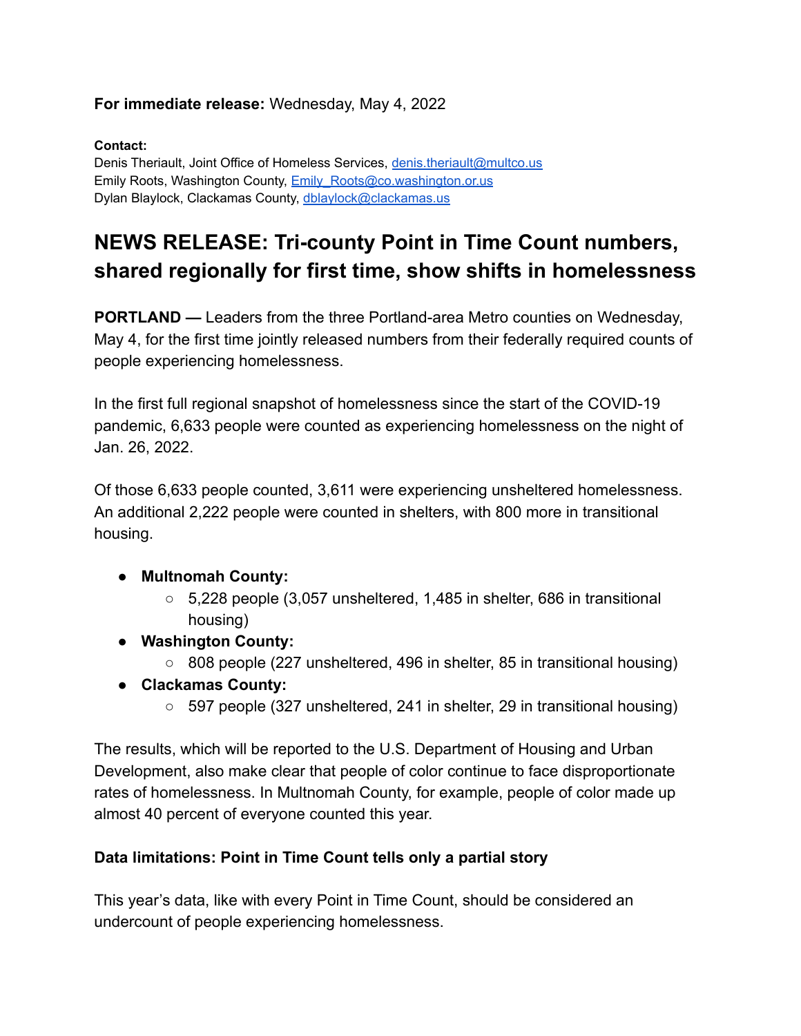**For immediate release:** Wednesday, May 4, 2022

**Contact:**
Denis Theriault, Joint Office of Homeless Services, denis.theriault@multco.us
Emily Roots, Washington County, Emily_Roots@co.washington.or.us
Dylan Blaylock, Clackamas County, dblaylock@clackamas.us

# NEWS RELEASE: Tri-county Point in Time Count numbers, shared regionally for first time, show shifts in homelessness

**PORTLAND —** Leaders from the three Portland-area Metro counties on Wednesday, May 4, for the first time jointly released numbers from their federally required counts of people experiencing homelessness.

In the first full regional snapshot of homelessness since the start of the COVID-19 pandemic, 6,633 people were counted as experiencing homelessness on the night of Jan. 26, 2022.

Of those 6,633 people counted, 3,611 were experiencing unsheltered homelessness. An additional 2,222 people were counted in shelters, with 800 more in transitional housing.

- **Multnomah County:**
  - 5,228 people (3,057 unsheltered, 1,485 in shelter, 686 in transitional housing)
- **Washington County:**
  - 808 people (227 unsheltered, 496 in shelter, 85 in transitional housing)
- **Clackamas County:**
  - 597 people (327 unsheltered, 241 in shelter, 29 in transitional housing)

The results, which will be reported to the U.S. Department of Housing and Urban Development, also make clear that people of color continue to face disproportionate rates of homelessness. In Multnomah County, for example, people of color made up almost 40 percent of everyone counted this year.

### Data limitations: Point in Time Count tells only a partial story

This year's data, like with every Point in Time Count, should be considered an undercount of people experiencing homelessness.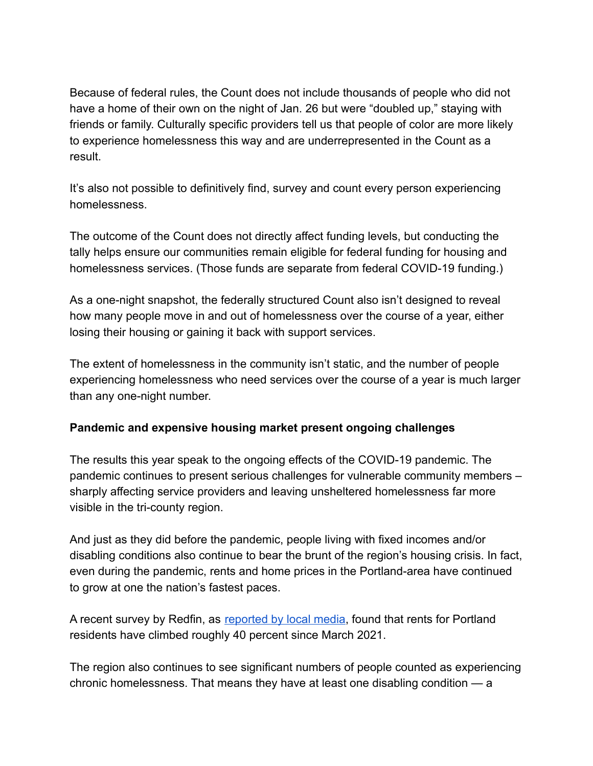Because of federal rules, the Count does not include thousands of people who did not have a home of their own on the night of Jan. 26 but were "doubled up," staying with friends or family. Culturally specific providers tell us that people of color are more likely to experience homelessness this way and are underrepresented in the Count as a result.

It's also not possible to definitively find, survey and count every person experiencing homelessness.

The outcome of the Count does not directly affect funding levels, but conducting the tally helps ensure our communities remain eligible for federal funding for housing and homelessness services. (Those funds are separate from federal COVID-19 funding.)

As a one-night snapshot, the federally structured Count also isn't designed to reveal how many people move in and out of homelessness over the course of a year, either losing their housing or gaining it back with support services.

The extent of homelessness in the community isn't static, and the number of people experiencing homelessness who need services over the course of a year is much larger than any one-night number.

**Pandemic and expensive housing market present ongoing challenges**

The results this year speak to the ongoing effects of the COVID-19 pandemic. The pandemic continues to present serious challenges for vulnerable community members – sharply affecting service providers and leaving unsheltered homelessness far more visible in the tri-county region.

And just as they did before the pandemic, people living with fixed incomes and/or disabling conditions also continue to bear the brunt of the region's housing crisis. In fact, even during the pandemic, rents and home prices in the Portland-area have continued to grow at one the nation's fastest paces.

A recent survey by Redfin, as reported by local media, found that rents for Portland residents have climbed roughly 40 percent since March 2021.

The region also continues to see significant numbers of people counted as experiencing chronic homelessness. That means they have at least one disabling condition — a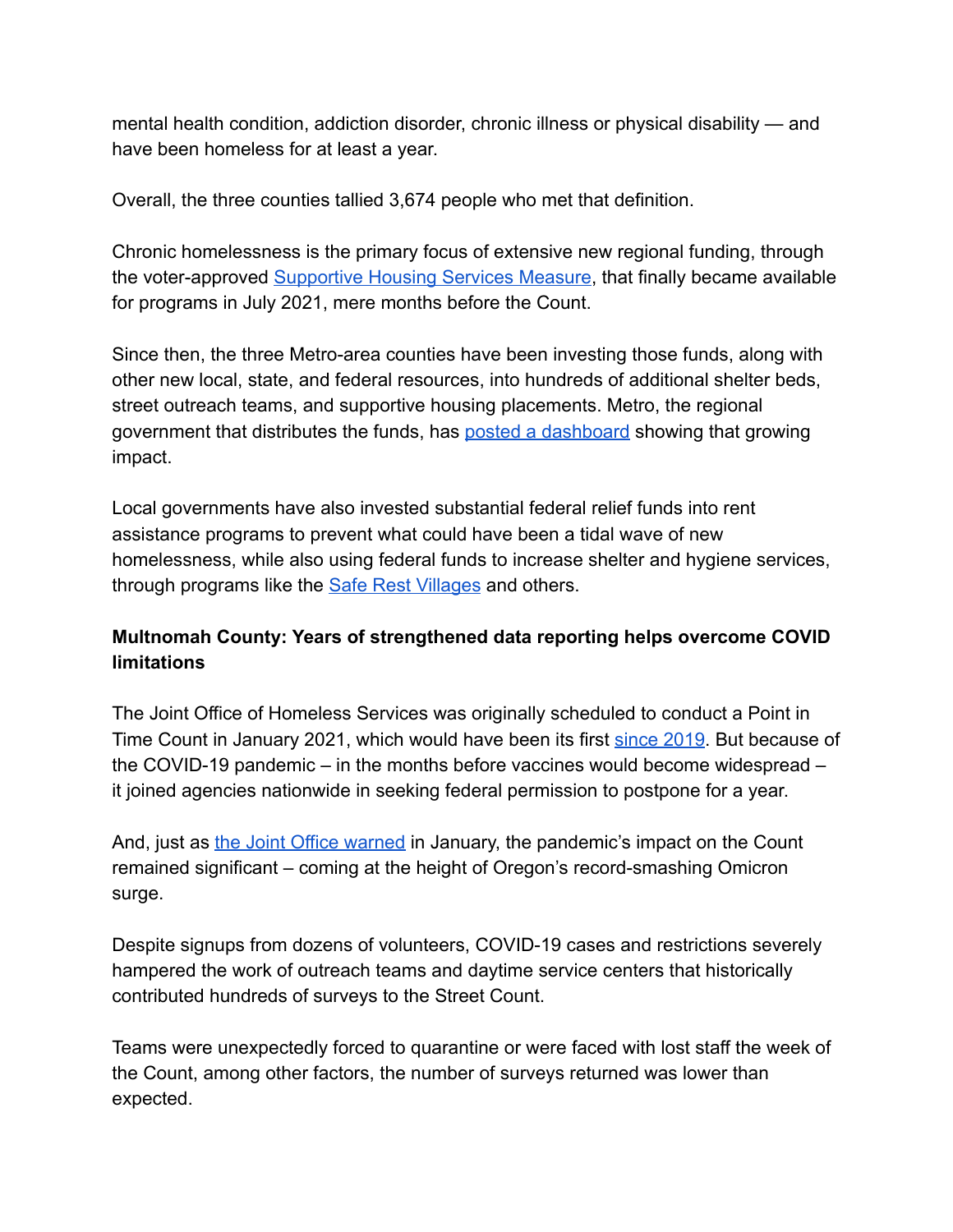mental health condition, addiction disorder, chronic illness or physical disability — and have been homeless for at least a year.

Overall, the three counties tallied 3,674 people who met that definition.

Chronic homelessness is the primary focus of extensive new regional funding, through the voter-approved [Supportive Housing Services Measure](), that finally became available for programs in July 2021, mere months before the Count.

Since then, the three Metro-area counties have been investing those funds, along with other new local, state, and federal resources, into hundreds of additional shelter beds, street outreach teams, and supportive housing placements. Metro, the regional government that distributes the funds, has [posted a dashboard]() showing that growing impact.

Local governments have also invested substantial federal relief funds into rent assistance programs to prevent what could have been a tidal wave of new homelessness, while also using federal funds to increase shelter and hygiene services, through programs like the [Safe Rest Villages]() and others.

**Multnomah County: Years of strengthened data reporting helps overcome COVID limitations**

The Joint Office of Homeless Services was originally scheduled to conduct a Point in Time Count in January 2021, which would have been its first [since 2019](). But because of the COVID-19 pandemic – in the months before vaccines would become widespread – it joined agencies nationwide in seeking federal permission to postpone for a year.

And, just as [the Joint Office warned]() in January, the pandemic's impact on the Count remained significant – coming at the height of Oregon's record-smashing Omicron surge.

Despite signups from dozens of volunteers, COVID-19 cases and restrictions severely hampered the work of outreach teams and daytime service centers that historically contributed hundreds of surveys to the Street Count.

Teams were unexpectedly forced to quarantine or were faced with lost staff the week of the Count, among other factors, the number of surveys returned was lower than expected.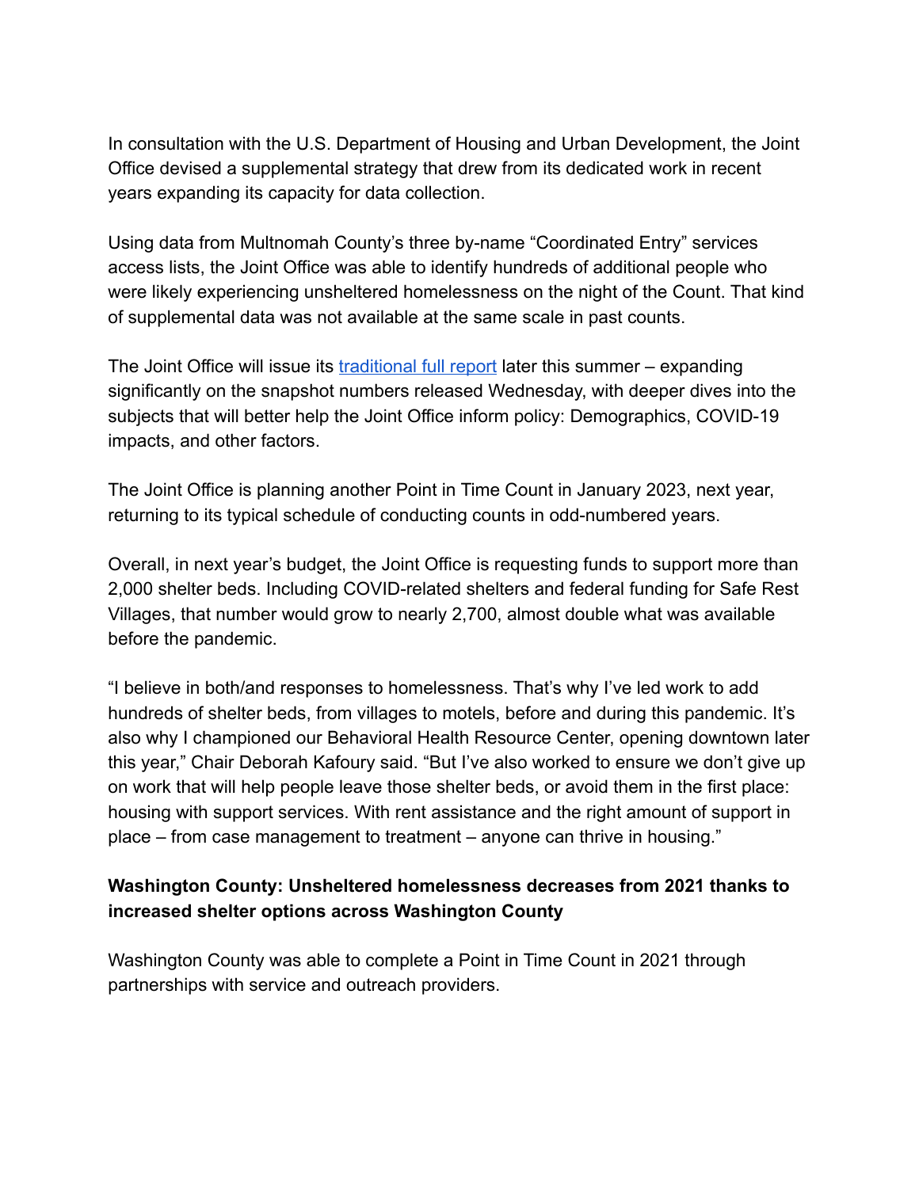In consultation with the U.S. Department of Housing and Urban Development, the Joint Office devised a supplemental strategy that drew from its dedicated work in recent years expanding its capacity for data collection.

Using data from Multnomah County's three by-name "Coordinated Entry" services access lists, the Joint Office was able to identify hundreds of additional people who were likely experiencing unsheltered homelessness on the night of the Count. That kind of supplemental data was not available at the same scale in past counts.

The Joint Office will issue its traditional full report later this summer – expanding significantly on the snapshot numbers released Wednesday, with deeper dives into the subjects that will better help the Joint Office inform policy: Demographics, COVID-19 impacts, and other factors.

The Joint Office is planning another Point in Time Count in January 2023, next year, returning to its typical schedule of conducting counts in odd-numbered years.

Overall, in next year's budget, the Joint Office is requesting funds to support more than 2,000 shelter beds. Including COVID-related shelters and federal funding for Safe Rest Villages, that number would grow to nearly 2,700, almost double what was available before the pandemic.

"I believe in both/and responses to homelessness. That's why I've led work to add hundreds of shelter beds, from villages to motels, before and during this pandemic. It's also why I championed our Behavioral Health Resource Center, opening downtown later this year," Chair Deborah Kafoury said. "But I've also worked to ensure we don't give up on work that will help people leave those shelter beds, or avoid them in the first place: housing with support services. With rent assistance and the right amount of support in place – from case management to treatment – anyone can thrive in housing."

**Washington County: Unsheltered homelessness decreases from 2021 thanks to increased shelter options across Washington County**

Washington County was able to complete a Point in Time Count in 2021 through partnerships with service and outreach providers.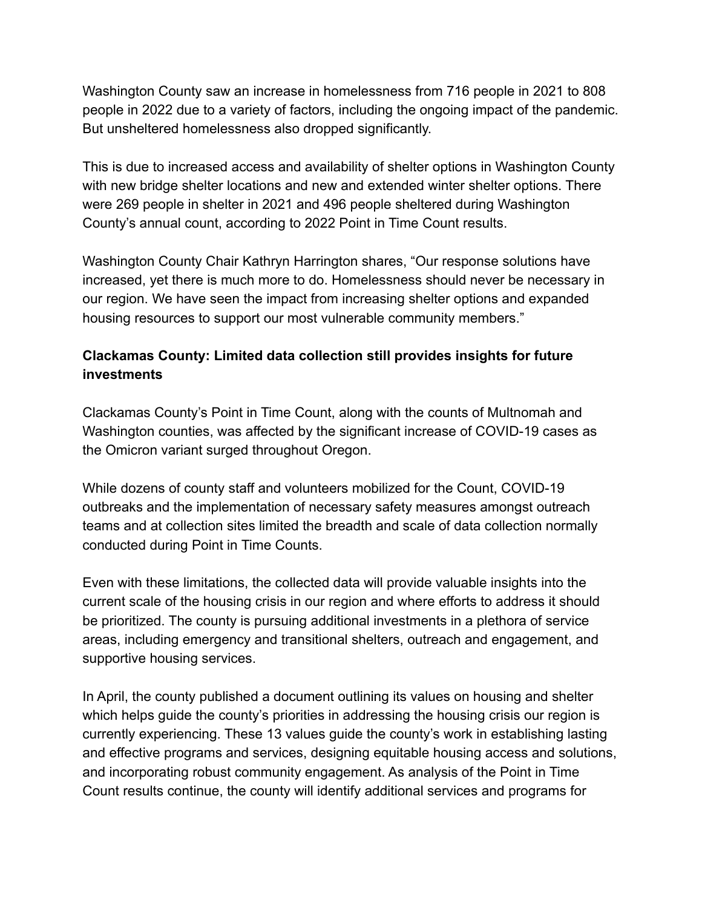Washington County saw an increase in homelessness from 716 people in 2021 to 808 people in 2022 due to a variety of factors, including the ongoing impact of the pandemic. But unsheltered homelessness also dropped significantly.

This is due to increased access and availability of shelter options in Washington County with new bridge shelter locations and new and extended winter shelter options. There were 269 people in shelter in 2021 and 496 people sheltered during Washington County's annual count, according to 2022 Point in Time Count results.

Washington County Chair Kathryn Harrington shares, "Our response solutions have increased, yet there is much more to do. Homelessness should never be necessary in our region. We have seen the impact from increasing shelter options and expanded housing resources to support our most vulnerable community members."

**Clackamas County: Limited data collection still provides insights for future investments**

Clackamas County's Point in Time Count, along with the counts of Multnomah and Washington counties, was affected by the significant increase of COVID-19 cases as the Omicron variant surged throughout Oregon.

While dozens of county staff and volunteers mobilized for the Count, COVID-19 outbreaks and the implementation of necessary safety measures amongst outreach teams and at collection sites limited the breadth and scale of data collection normally conducted during Point in Time Counts.

Even with these limitations, the collected data will provide valuable insights into the current scale of the housing crisis in our region and where efforts to address it should be prioritized. The county is pursuing additional investments in a plethora of service areas, including emergency and transitional shelters, outreach and engagement, and supportive housing services.

In April, the county published a document outlining its values on housing and shelter which helps guide the county's priorities in addressing the housing crisis our region is currently experiencing. These 13 values guide the county's work in establishing lasting and effective programs and services, designing equitable housing access and solutions, and incorporating robust community engagement. As analysis of the Point in Time Count results continue, the county will identify additional services and programs for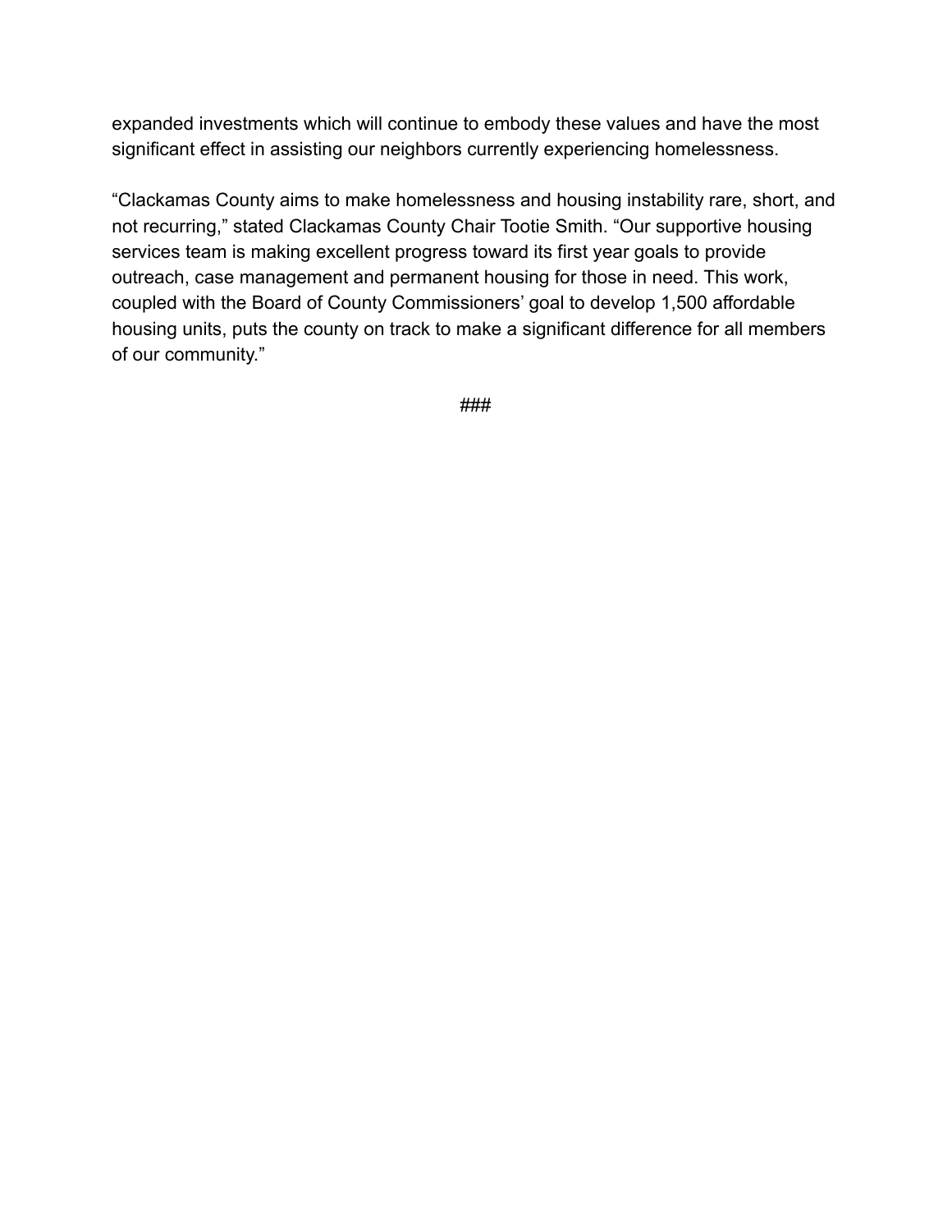expanded investments which will continue to embody these values and have the most significant effect in assisting our neighbors currently experiencing homelessness.

“Clackamas County aims to make homelessness and housing instability rare, short, and not recurring,” stated Clackamas County Chair Tootie Smith. “Our supportive housing services team is making excellent progress toward its first year goals to provide outreach, case management and permanent housing for those in need. This work, coupled with the Board of County Commissioners’ goal to develop 1,500 affordable housing units, puts the county on track to make a significant difference for all members of our community.”

###